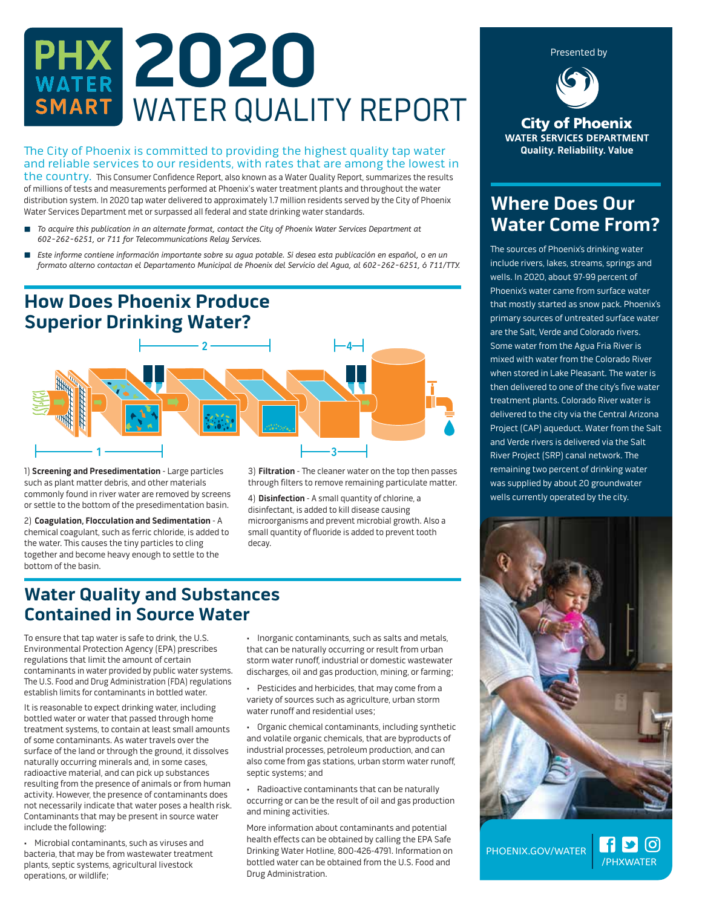# PHX WATER SMART 2020 WATER QUALITY REPORT

Presented by

**City of Phoenix**
**WATER SERVICES DEPARTMENT**
**Quality. Reliability. Value**

The City of Phoenix is committed to providing the highest quality tap water and reliable services to our residents, with rates that are among the lowest in the country. This Consumer Confidence Report, also known as a Water Quality Report, summarizes the results of millions of tests and measurements performed at Phoenix's water treatment plants and throughout the water distribution system. In 2020 tap water delivered to approximately 1.7 million residents served by the City of Phoenix Water Services Department met or surpassed all federal and state drinking water standards.

- *To acquire this publication in an alternate format, contact the City of Phoenix Water Services Department at 602-262-6251, or 711 for Telecommunications Relay Services.*
- *Este informe contiene información importante sobre su agua potable. Si desea esta publicación en español, o en un formato alterno contactan el Departamento Municipal de Phoenix del Servicio del Agua, al 602-262-6251, ó 711/TTY.*

## How Does Phoenix Produce Superior Drinking Water?

1) **Screening and Presedimentation** - Large particles such as plant matter debris, and other materials commonly found in river water are removed by screens or settle to the bottom of the presedimentation basin.

2) **Coagulation, Flocculation and Sedimentation** - A chemical coagulant, such as ferric chloride, is added to the water. This causes the tiny particles to cling together and become heavy enough to settle to the bottom of the basin.

3) **Filtration** - The cleaner water on the top then passes through filters to remove remaining particulate matter.

4) **Disinfection** - A small quantity of chlorine, a disinfectant, is added to kill disease causing microorganisms and prevent microbial growth. Also a small quantity of fluoride is added to prevent tooth decay.

## Water Quality and Substances Contained in Source Water

To ensure that tap water is safe to drink, the U.S. Environmental Protection Agency (EPA) prescribes regulations that limit the amount of certain contaminants in water provided by public water systems. The U.S. Food and Drug Administration (FDA) regulations establish limits for contaminants in bottled water.

It is reasonable to expect drinking water, including bottled water or water that passed through home treatment systems, to contain at least small amounts of some contaminants. As water travels over the surface of the land or through the ground, it dissolves naturally occurring minerals and, in some cases, radioactive material, and can pick up substances resulting from the presence of animals or from human activity. However, the presence of contaminants does not necessarily indicate that water poses a health risk. Contaminants that may be present in source water include the following:

- Microbial contaminants, such as viruses and bacteria, that may be from wastewater treatment plants, septic systems, agricultural livestock operations, or wildlife;
- Inorganic contaminants, such as salts and metals, that can be naturally occurring or result from urban storm water runoff, industrial or domestic wastewater discharges, oil and gas production, mining, or farming;
- Pesticides and herbicides, that may come from a variety of sources such as agriculture, urban storm water runoff and residential uses;
- Organic chemical contaminants, including synthetic and volatile organic chemicals, that are byproducts of industrial processes, petroleum production, and can also come from gas stations, urban storm water runoff, septic systems; and
- Radioactive contaminants that can be naturally occurring or can be the result of oil and gas production and mining activities.

More information about contaminants and potential health effects can be obtained by calling the EPA Safe Drinking Water Hotline, 800-426-4791. Information on bottled water can be obtained from the U.S. Food and Drug Administration.

## Where Does Our Water Come From?

The sources of Phoenix's drinking water include rivers, lakes, streams, springs and wells. In 2020, about 97-99 percent of Phoenix's water came from surface water that mostly started as snow pack. Phoenix's primary sources of untreated surface water are the Salt, Verde and Colorado rivers. Some water from the Agua Fria River is mixed with water from the Colorado River when stored in Lake Pleasant. The water is then delivered to one of the city's five water treatment plants. Colorado River water is delivered to the city via the Central Arizona Project (CAP) aqueduct. Water from the Salt and Verde rivers is delivered via the Salt River Project (SRP) canal network. The remaining two percent of drinking water was supplied by about 20 groundwater wells currently operated by the city.

PHOENIX.GOV/WATER /PHXWATER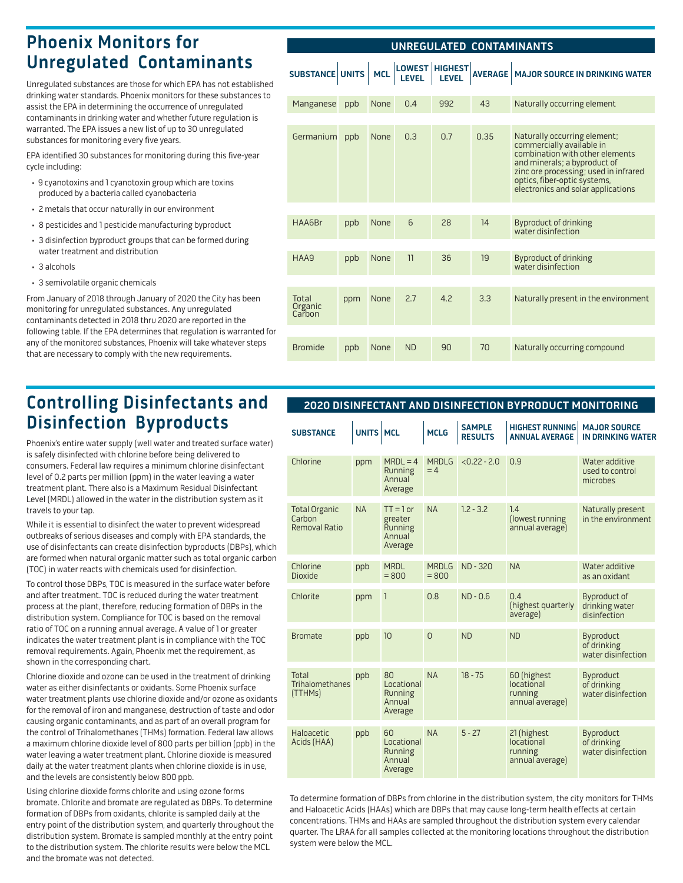# Phoenix Monitors for Unregulated Contaminants

Unregulated substances are those for which EPA has not established drinking water standards. Phoenix monitors for these substances to assist the EPA in determining the occurrence of unregulated contaminants in drinking water and whether future regulation is warranted. The EPA issues a new list of up to 30 unregulated substances for monitoring every five years.

EPA identified 30 substances for monitoring during this five-year cycle including:

- 9 cyanotoxins and 1 cyanotoxin group which are toxins produced by a bacteria called cyanobacteria
- 2 metals that occur naturally in our environment
- 8 pesticides and 1 pesticide manufacturing byproduct
- 3 disinfection byproduct groups that can be formed during water treatment and distribution
- 3 alcohols
- 3 semivolatile organic chemicals

From January of 2018 through January of 2020 the City has been monitoring for unregulated substances. Any unregulated contaminants detected in 2018 thru 2020 are reported in the following table. If the EPA determines that regulation is warranted for any of the monitored substances, Phoenix will take whatever steps that are necessary to comply with the new requirements.

**UNREGULATED CONTAMINANTS**

| SUBSTANCE | UNITS | MCL | LOWEST LEVEL | HIGHEST LEVEL | AVERAGE | MAJOR SOURCE IN DRINKING WATER |
|---|---|---|---|---|---|---|
| Manganese | ppb | None | 0.4 | 992 | 43 | Naturally occurring element |
| Germanium | ppb | None | 0.3 | 0.7 | 0.35 | Naturally occurring element; commercially available in combination with other elements and minerals; a byproduct of zinc ore processing; used in infrared optics, fiber-optic systems, electronics and solar applications |
| HAA6Br | ppb | None | 6 | 28 | 14 | Byproduct of drinking water disinfection |
| HAA9 | ppb | None | 11 | 36 | 19 | Byproduct of drinking water disinfection |
| Total Organic Carbon | ppm | None | 2.7 | 4.2 | 3.3 | Naturally present in the environment |
| Bromide | ppb | None | ND | 90 | 70 | Naturally occurring compound |

# Controlling Disinfectants and Disinfection Byproducts

Phoenix's entire water supply (well water and treated surface water) is safely disinfected with chlorine before being delivered to consumers. Federal law requires a minimum chlorine disinfectant level of 0.2 parts per million (ppm) in the water leaving a water treatment plant. There also is a Maximum Residual Disinfectant Level (MRDL) allowed in the water in the distribution system as it travels to your tap.

While it is essential to disinfect the water to prevent widespread outbreaks of serious diseases and comply with EPA standards, the use of disinfectants can create disinfection byproducts (DBPs), which are formed when natural organic matter such as total organic carbon (TOC) in water reacts with chemicals used for disinfection.

To control those DBPs, TOC is measured in the surface water before and after treatment. TOC is reduced during the water treatment process at the plant, therefore, reducing formation of DBPs in the distribution system. Compliance for TOC is based on the removal ratio of TOC on a running annual average. A value of 1 or greater indicates the water treatment plant is in compliance with the TOC removal requirements. Again, Phoenix met the requirement, as shown in the corresponding chart.

Chlorine dioxide and ozone can be used in the treatment of drinking water as either disinfectants or oxidants. Some Phoenix surface water treatment plants use chlorine dioxide and/or ozone as oxidants for the removal of iron and manganese, destruction of taste and odor causing organic contaminants, and as part of an overall program for the control of Trihalomethanes (THMs) formation. Federal law allows a maximum chlorine dioxide level of 800 parts per billion (ppb) in the water leaving a water treatment plant. Chlorine dioxide is measured daily at the water treatment plants when chlorine dioxide is in use, and the levels are consistently below 800 ppb.

Using chlorine dioxide forms chlorite and using ozone forms bromate. Chlorite and bromate are regulated as DBPs. To determine formation of DBPs from oxidants, chlorite is sampled daily at the entry point of the distribution system, and quarterly throughout the distribution system. Bromate is sampled monthly at the entry point to the distribution system. The chlorite results were below the MCL and the bromate was not detected.

**2020 DISINFECTANT AND DISINFECTION BYPRODUCT MONITORING**

| SUBSTANCE | UNITS | MCL | MCLG | SAMPLE RESULTS | HIGHEST RUNNING ANNUAL AVERAGE | MAJOR SOURCE IN DRINKING WATER |
|---|---|---|---|---|---|---|
| Chlorine | ppm | MRDL = 4 Running Annual Average | MRDLG = 4 | <0.22 - 2.0 | 0.9 | Water additive used to control microbes |
| Total Organic Carbon Removal Ratio | NA | TT = 1 or greater Running Annual Average | NA | 1.2 - 3.2 | 1.4 (lowest running annual average) | Naturally present in the environment |
| Chlorine Dioxide | ppb | MRDL = 800 | MRDLG = 800 | ND - 320 | NA | Water additive as an oxidant |
| Chlorite | ppm | 1 | 0.8 | ND - 0.6 | 0.4 (highest quarterly average) | Byproduct of drinking water disinfection |
| Bromate | ppb | 10 | 0 | ND | ND | Byproduct of drinking water disinfection |
| Total Trihalomethanes (TTHMs) | ppb | 80 Locational Running Annual Average | NA | 18 - 75 | 60 (highest locational running annual average) | Byproduct of drinking water disinfection |
| Haloacetic Acids (HAA) | ppb | 60 Locational Running Annual Average | NA | 5 - 27 | 21 (highest locational running annual average) | Byproduct of drinking water disinfection |

To determine formation of DBPs from chlorine in the distribution system, the city monitors for THMs and Haloacetic Acids (HAAs) which are DBPs that may cause long-term health effects at certain concentrations. THMs and HAAs are sampled throughout the distribution system every calendar quarter. The LRAA for all samples collected at the monitoring locations throughout the distribution system were below the MCL.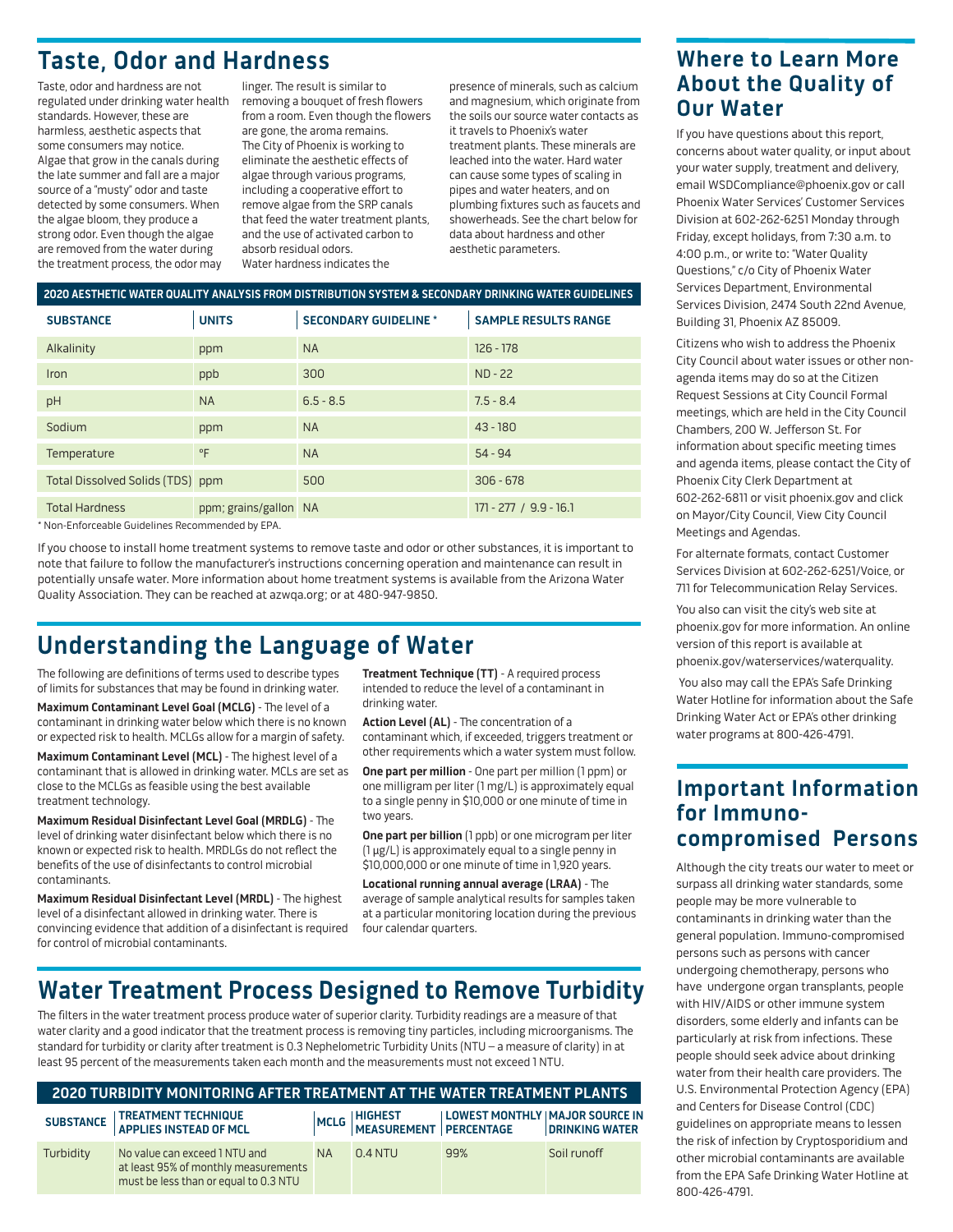## Taste, Odor and Hardness

Taste, odor and hardness are not regulated under drinking water health standards. However, these are harmless, aesthetic aspects that some consumers may notice. Algae that grow in the canals during the late summer and fall are a major source of a "musty" odor and taste detected by some consumers. When the algae bloom, they produce a strong odor. Even though the algae are removed from the water during the treatment process, the odor may linger. The result is similar to removing a bouquet of fresh flowers from a room. Even though the flowers are gone, the aroma remains. The City of Phoenix is working to eliminate the aesthetic effects of algae through various programs, including a cooperative effort to remove algae from the SRP canals that feed the water treatment plants, and the use of activated carbon to absorb residual odors.

Water hardness indicates the presence of minerals, such as calcium and magnesium, which originate from the soils our source water contacts as it travels to Phoenix's water treatment plants. These minerals are leached into the water. Hard water can cause some types of scaling in pipes and water heaters, and on plumbing fixtures such as faucets and showerheads. See the chart below for data about hardness and other aesthetic parameters.

**2020 AESTHETIC WATER QUALITY ANALYSIS FROM DISTRIBUTION SYSTEM & SECONDARY DRINKING WATER GUIDELINES**

| SUBSTANCE | UNITS | SECONDARY GUIDELINE * | SAMPLE RESULTS RANGE |
|---|---|---|---|
| Alkalinity | ppm | NA | 126 - 178 |
| Iron | ppb | 300 | ND - 22 |
| pH | NA | 6.5 - 8.5 | 7.5 - 8.4 |
| Sodium | ppm | NA | 43 - 180 |
| Temperature | °F | NA | 54 - 94 |
| Total Dissolved Solids (TDS) | ppm | 500 | 306 - 678 |
| Total Hardness | ppm; grains/gallon | NA | 171 - 277 / 9.9 - 16.1 |

* Non-Enforceable Guidelines Recommended by EPA.

If you choose to install home treatment systems to remove taste and odor or other substances, it is important to note that failure to follow the manufacturer's instructions concerning operation and maintenance can result in potentially unsafe water. More information about home treatment systems is available from the Arizona Water Quality Association. They can be reached at azwqa.org; or at 480-947-9850.

## Understanding the Language of Water

The following are definitions of terms used to describe types of limits for substances that may be found in drinking water.

**Maximum Contaminant Level Goal (MCLG)** - The level of a contaminant in drinking water below which there is no known or expected risk to health. MCLGs allow for a margin of safety.

**Maximum Contaminant Level (MCL)** - The highest level of a contaminant that is allowed in drinking water. MCLs are set as close to the MCLGs as feasible using the best available treatment technology.

**Maximum Residual Disinfectant Level Goal (MRDLG)** - The level of drinking water disinfectant below which there is no known or expected risk to health. MRDLGs do not reflect the benefits of the use of disinfectants to control microbial contaminants.

**Maximum Residual Disinfectant Level (MRDL)** - The highest level of a disinfectant allowed in drinking water. There is convincing evidence that addition of a disinfectant is required for control of microbial contaminants.

**Treatment Technique (TT)** - A required process intended to reduce the level of a contaminant in drinking water.

**Action Level (AL)** - The concentration of a contaminant which, if exceeded, triggers treatment or other requirements which a water system must follow.

**One part per million** - One part per million (1 ppm) or one milligram per liter (1 mg/L) is approximately equal to a single penny in $10,000 or one minute of time in two years.

**One part per billion** (1 ppb) or one microgram per liter (1 µg/L) is approximately equal to a single penny in $10,000,000 or one minute of time in 1,920 years.

**Locational running annual average (LRAA)** - The average of sample analytical results for samples taken at a particular monitoring location during the previous four calendar quarters.

## Water Treatment Process Designed to Remove Turbidity

The filters in the water treatment process produce water of superior clarity. Turbidity readings are a measure of that water clarity and a good indicator that the treatment process is removing tiny particles, including microorganisms. The standard for turbidity or clarity after treatment is 0.3 Nephelometric Turbidity Units (NTU – a measure of clarity) in at least 95 percent of the measurements taken each month and the measurements must not exceed 1 NTU.

**2020 TURBIDITY MONITORING AFTER TREATMENT AT THE WATER TREATMENT PLANTS**

| SUBSTANCE | TREATMENT TECHNIQUE APPLIES INSTEAD OF MCL | MCLG | HIGHEST MEASUREMENT | LOWEST MONTHLY PERCENTAGE | MAJOR SOURCE IN DRINKING WATER |
|---|---|---|---|---|---|
| Turbidity | No value can exceed 1 NTU and at least 95% of monthly measurements must be less than or equal to 0.3 NTU | NA | 0.4 NTU | 99% | Soil runoff |

## Where to Learn More About the Quality of Our Water

If you have questions about this report, concerns about water quality, or input about your water supply, treatment and delivery, email WSDCompliance@phoenix.gov or call Phoenix Water Services' Customer Services Division at 602-262-6251 Monday through Friday, except holidays, from 7:30 a.m. to 4:00 p.m., or write to: "Water Quality Questions," c/o City of Phoenix Water Services Department, Environmental Services Division, 2474 South 22nd Avenue, Building 31, Phoenix AZ 85009.

Citizens who wish to address the Phoenix City Council about water issues or other non-agenda items may do so at the Citizen Request Sessions at City Council Formal meetings, which are held in the City Council Chambers, 200 W. Jefferson St. For information about specific meeting times and agenda items, please contact the City of Phoenix City Clerk Department at 602-262-6811 or visit phoenix.gov and click on Mayor/City Council, View City Council Meetings and Agendas.

For alternate formats, contact Customer Services Division at 602-262-6251/Voice, or 711 for Telecommunication Relay Services.

You also can visit the city's web site at phoenix.gov for more information. An online version of this report is available at phoenix.gov/waterservices/waterquality.

You also may call the EPA's Safe Drinking Water Hotline for information about the Safe Drinking Water Act or EPA's other drinking water programs at 800-426-4791.

## Important Information for Immuno-compromised Persons

Although the city treats our water to meet or surpass all drinking water standards, some people may be more vulnerable to contaminants in drinking water than the general population. Immuno-compromised persons such as persons with cancer undergoing chemotherapy, persons who have undergone organ transplants, people with HIV/AIDS or other immune system disorders, some elderly and infants can be particularly at risk from infections. These people should seek advice about drinking water from their health care providers. The U.S. Environmental Protection Agency (EPA) and Centers for Disease Control (CDC) guidelines on appropriate means to lessen the risk of infection by Cryptosporidium and other microbial contaminants are available from the EPA Safe Drinking Water Hotline at 800-426-4791.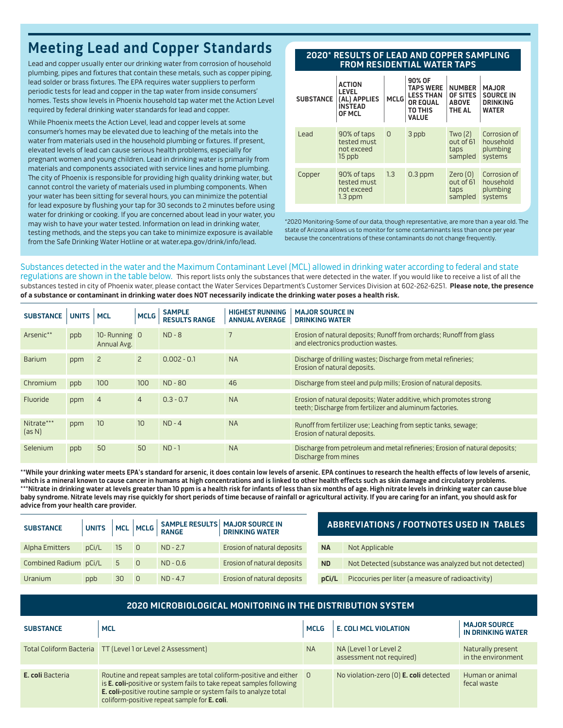## Meeting Lead and Copper Standards

Lead and copper usually enter our drinking water from corrosion of household plumbing, pipes and fixtures that contain these metals, such as copper piping, lead solder or brass fixtures. The EPA requires water suppliers to perform periodic tests for lead and copper in the tap water from inside consumers' homes. Tests show levels in Phoenix household tap water met the Action Level required by federal drinking water standards for lead and copper.

While Phoenix meets the Action Level, lead and copper levels at some consumer's homes may be elevated due to leaching of the metals into the water from materials used in the household plumbing or fixtures. If present, elevated levels of lead can cause serious health problems, especially for pregnant women and young children. Lead in drinking water is primarily from materials and components associated with service lines and home plumbing. The city of Phoenix is responsible for providing high quality drinking water, but cannot control the variety of materials used in plumbing components. When your water has been sitting for several hours, you can minimize the potential for lead exposure by flushing your tap for 30 seconds to 2 minutes before using water for drinking or cooking. If you are concerned about lead in your water, you may wish to have your water tested. Information on lead in drinking water, testing methods, and the steps you can take to minimize exposure is available from the Safe Drinking Water Hotline or at water.epa.gov/drink/info/lead.

**2020* RESULTS OF LEAD AND COPPER SAMPLING FROM RESIDENTIAL WATER TAPS**

| SUBSTANCE | ACTION LEVEL (AL) APPLIES INSTEAD OF MCL | MCLG | 90% OF TAPS WERE LESS THAN OR EQUAL TO THIS VALUE | NUMBER OF SITES ABOVE THE AL | MAJOR SOURCE IN DRINKING WATER |
|---|---|---|---|---|---|
| Lead | 90% of taps tested must not exceed 15 ppb | 0 | 3 ppb | Two (2) out of 61 taps sampled | Corrosion of household plumbing systems |
| Copper | 90% of taps tested must not exceed 1.3 ppm | 1.3 | 0.3 ppm | Zero (0) out of 61 taps sampled | Corrosion of household plumbing systems |

*2020 Monitoring-Some of our data, though representative, are more than a year old. The state of Arizona allows us to monitor for some contaminants less than once per year because the concentrations of these contaminants do not change frequently.

Substances detected in the water and the Maximum Contaminant Level (MCL) allowed in drinking water according to federal and state regulations are shown in the table below. This report lists only the substances that were detected in the water. If you would like to receive a list of all the substances tested in city of Phoenix water, please contact the Water Services Department's Customer Services Division at 602-262-6251. **Please note, the presence of a substance or contaminant in drinking water does NOT necessarily indicate the drinking water poses a health risk.**

| SUBSTANCE | UNITS | MCL | MCLG | SAMPLE RESULTS RANGE | HIGHEST RUNNING ANNUAL AVERAGE | MAJOR SOURCE IN DRINKING WATER |
|---|---|---|---|---|---|---|
| Arsenic** | ppb | 10- Running Annual Avg. | 0 | ND - 8 | 7 | Erosion of natural deposits; Runoff from orchards; Runoff from glass and electronics production wastes. |
| Barium | ppm | 2 | 2 | 0.002 - 0.1 | NA | Discharge of drilling wastes; Discharge from metal refineries; Erosion of natural deposits. |
| Chromium | ppb | 100 | 100 | ND - 80 | 46 | Discharge from steel and pulp mills; Erosion of natural deposits. |
| Fluoride | ppm | 4 | 4 | 0.3 - 0.7 | NA | Erosion of natural deposits; Water additive, which promotes strong teeth; Discharge from fertilizer and aluminum factories. |
| Nitrate*** (as N) | ppm | 10 | 10 | ND - 4 | NA | Runoff from fertilizer use; Leaching from septic tanks, sewage; Erosion of natural deposits. |
| Selenium | ppb | 50 | 50 | ND - 1 | NA | Discharge from petroleum and metal refineries; Erosion of natural deposits; Discharge from mines |

**\*\*While your drinking water meets EPA's standard for arsenic, it does contain low levels of arsenic. EPA continues to research the health effects of low levels of arsenic, which is a mineral known to cause cancer in humans at high concentrations and is linked to other health effects such as skin damage and circulatory problems.**
**\*\*\*Nitrate in drinking water at levels greater than 10 ppm is a health risk for infants of less than six months of age. High nitrate levels in drinking water can cause blue baby syndrome. Nitrate levels may rise quickly for short periods of time because of rainfall or agricultural activity. If you are caring for an infant, you should ask for advice from your health care provider.**

| SUBSTANCE | UNITS | MCL | MCLG | SAMPLE RESULTS RANGE | MAJOR SOURCE IN DRINKING WATER |
|---|---|---|---|---|---|
| Alpha Emitters | pCi/L | 15 | 0 | ND - 2.7 | Erosion of natural deposits |
| Combined Radium | pCi/L | 5 | 0 | ND - 0.6 | Erosion of natural deposits |
| Uranium | ppb | 30 | 0 | ND - 4.7 | Erosion of natural deposits |

**ABBREVIATIONS / FOOTNOTES USED IN TABLES**

| | |
|---|---|
| **NA** | Not Applicable |
| **ND** | Not Detected (substance was analyzed but not detected) |
| **pCi/L** | Picocuries per liter (a measure of radioactivity) |

**2020 MICROBIOLOGICAL MONITORING IN THE DISTRIBUTION SYSTEM**

| SUBSTANCE | MCL | MCLG | E. COLI MCL VIOLATION | MAJOR SOURCE IN DRINKING WATER |
|---|---|---|---|---|
| Total Coliform Bacteria | TT (Level 1 or Level 2 Assessment) | NA | NA (Level 1 or Level 2 assessment not required) | Naturally present in the environment |
| **E. coli** Bacteria | Routine and repeat samples are total coliform-positive and either is **E. coli**-positive or system fails to take repeat samples following **E. coli**-positive routine sample or system fails to analyze total coliform-positive repeat sample for **E. coli**. | 0 | No violation-zero (0) **E. coli** detected | Human or animal fecal waste |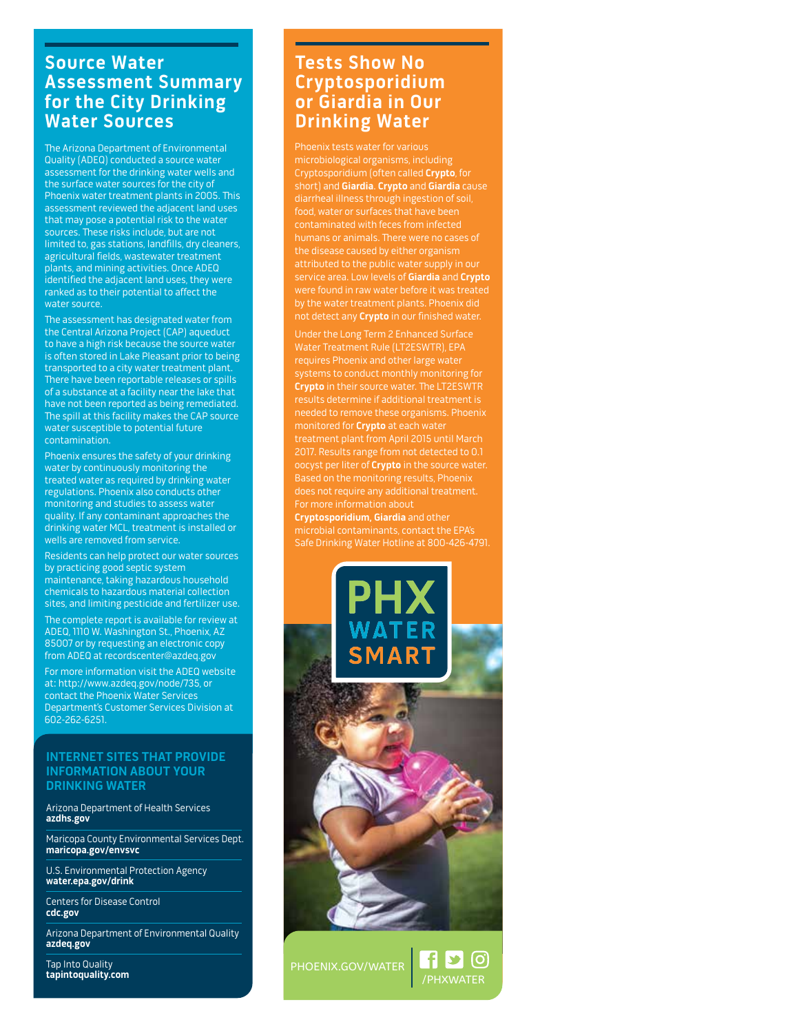## Source Water Assessment Summary for the City Drinking Water Sources

The Arizona Department of Environmental Quality (ADEQ) conducted a source water assessment for the drinking water wells and the surface water sources for the city of Phoenix water treatment plants in 2005. This assessment reviewed the adjacent land uses that may pose a potential risk to the water sources. These risks include, but are not limited to, gas stations, landfills, dry cleaners, agricultural fields, wastewater treatment plants, and mining activities. Once ADEQ identified the adjacent land uses, they were ranked as to their potential to affect the water source.

The assessment has designated water from the Central Arizona Project (CAP) aqueduct to have a high risk because the source water is often stored in Lake Pleasant prior to being transported to a city water treatment plant. There have been reportable releases or spills of a substance at a facility near the lake that have not been reported as being remediated. The spill at this facility makes the CAP source water susceptible to potential future contamination.

Phoenix ensures the safety of your drinking water by continuously monitoring the treated water as required by drinking water regulations. Phoenix also conducts other monitoring and studies to assess water quality. If any contaminant approaches the drinking water MCL, treatment is installed or wells are removed from service.

Residents can help protect our water sources by practicing good septic system maintenance, taking hazardous household chemicals to hazardous material collection sites, and limiting pesticide and fertilizer use.

The complete report is available for review at ADEQ, 1110 W. Washington St., Phoenix, AZ 85007 or by requesting an electronic copy from ADEQ at recordscenter@azdeq.gov

For more information visit the ADEQ website at: http://www.azdeq.gov/node/735, or contact the Phoenix Water Services Department's Customer Services Division at 602-262-6251.

### INTERNET SITES THAT PROVIDE INFORMATION ABOUT YOUR DRINKING WATER

Arizona Department of Health Services
**azdhs.gov**

Maricopa County Environmental Services Dept.
**maricopa.gov/envsvc**

U.S. Environmental Protection Agency
**water.epa.gov/drink**

Centers for Disease Control
**cdc.gov**

Arizona Department of Environmental Quality
**azdeq.gov**

Tap Into Quality
**tapintoquality.com**

## Tests Show No Cryptosporidium or Giardia in Our Drinking Water

Phoenix tests water for various microbiological organisms, including Cryptosporidium (often called **Crypto**, for short) and **Giardia**. **Crypto** and **Giardia** cause diarrheal illness through ingestion of soil, food, water or surfaces that have been contaminated with feces from infected humans or animals. There were no cases of the disease caused by either organism attributed to the public water supply in our service area. Low levels of **Giardia** and **Crypto** were found in raw water before it was treated by the water treatment plants. Phoenix did not detect any **Crypto** in our finished water.

Under the Long Term 2 Enhanced Surface Water Treatment Rule (LT2ESWTR), EPA requires Phoenix and other large water systems to conduct monthly monitoring for **Crypto** in their source water. The LT2ESWTR results determine if additional treatment is needed to remove these organisms. Phoenix monitored for **Crypto** at each water treatment plant from April 2015 until March 2017. Results range from not detected to 0.1 oocyst per liter of **Crypto** in the source water. Based on the monitoring results, Phoenix does not require any additional treatment. For more information about **Cryptosporidium**, **Giardia** and other microbial contaminants, contact the EPA's Safe Drinking Water Hotline at 800-426-4791.

PHX WATER SMART

PHOENIX.GOV/WATER

/PHXWATER